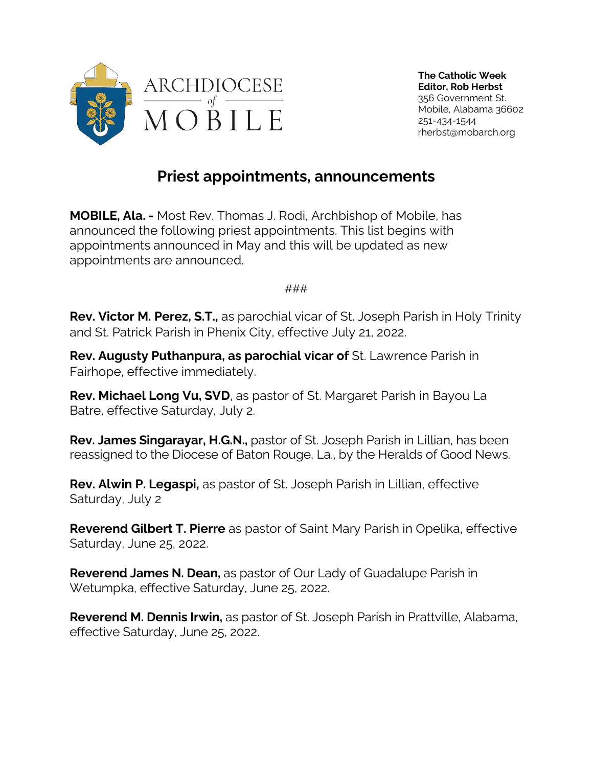ARCHDIOCESE of MOBILE

**The Catholic Week**
**Editor, Rob Herbst**
356 Government St.
Mobile, Alabama 36602
251-434-1544
rherbst@mobarch.org

## Priest appointments, announcements

**MOBILE, Ala. -** Most Rev. Thomas J. Rodi, Archbishop of Mobile, has announced the following priest appointments. This list begins with appointments announced in May and this will be updated as new appointments are announced.

###

**Rev. Victor M. Perez, S.T.,** as parochial vicar of St. Joseph Parish in Holy Trinity and St. Patrick Parish in Phenix City, effective July 21, 2022.

**Rev. Augusty Puthanpura, as parochial vicar of** St. Lawrence Parish in Fairhope, effective immediately.

**Rev. Michael Long Vu, SVD**, as pastor of St. Margaret Parish in Bayou La Batre, effective Saturday, July 2.

**Rev. James Singarayar, H.G.N.,** pastor of St. Joseph Parish in Lillian, has been reassigned to the Diocese of Baton Rouge, La., by the Heralds of Good News.

**Rev. Alwin P. Legaspi,** as pastor of St. Joseph Parish in Lillian, effective Saturday, July 2

**Reverend Gilbert T. Pierre** as pastor of Saint Mary Parish in Opelika, effective Saturday, June 25, 2022.

**Reverend James N. Dean,** as pastor of Our Lady of Guadalupe Parish in Wetumpka, effective Saturday, June 25, 2022.

**Reverend M. Dennis Irwin,** as pastor of St. Joseph Parish in Prattville, Alabama, effective Saturday, June 25, 2022.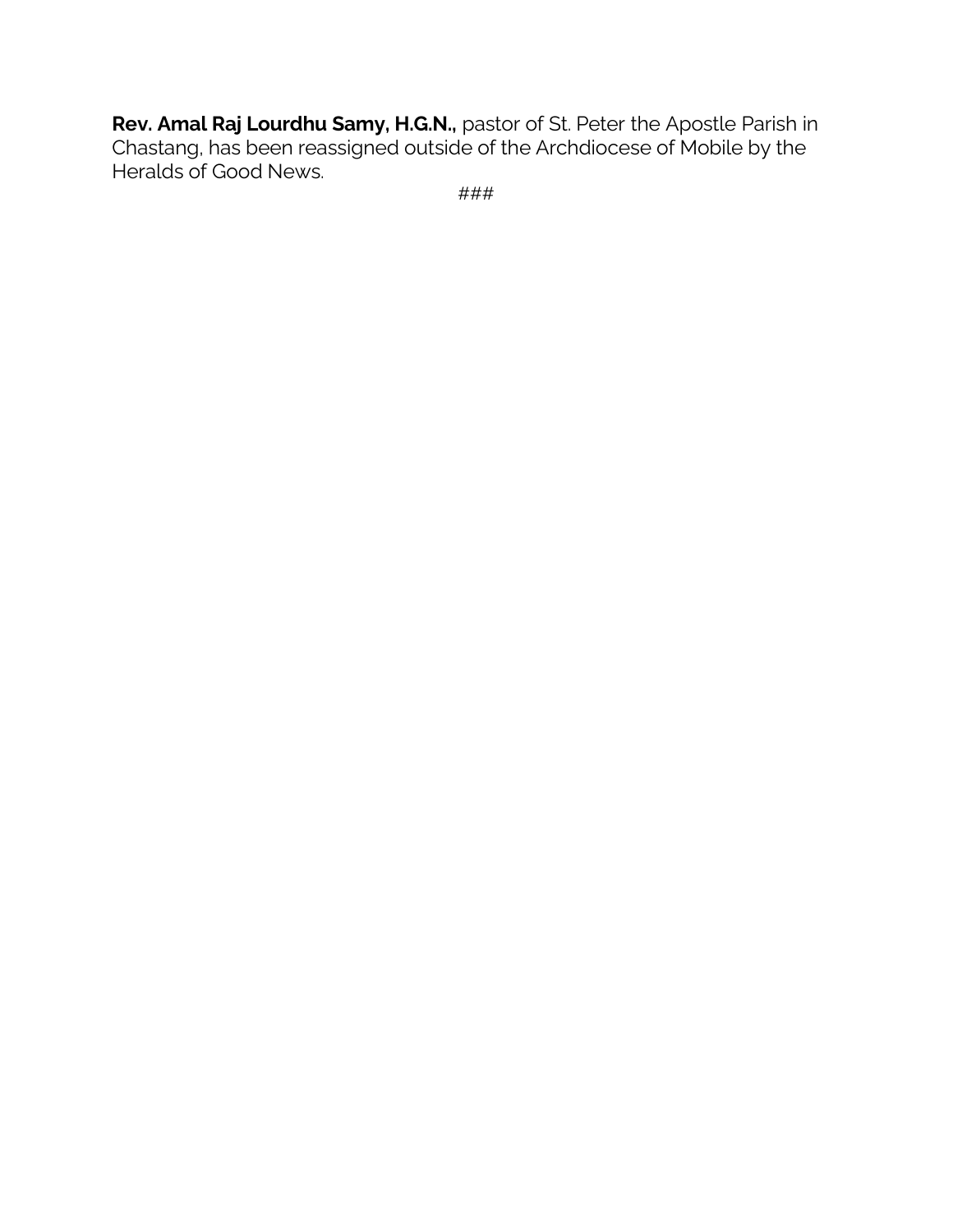**Rev. Amal Raj Lourdhu Samy, H.G.N.,** pastor of St. Peter the Apostle Parish in Chastang, has been reassigned outside of the Archdiocese of Mobile by the Heralds of Good News.

###